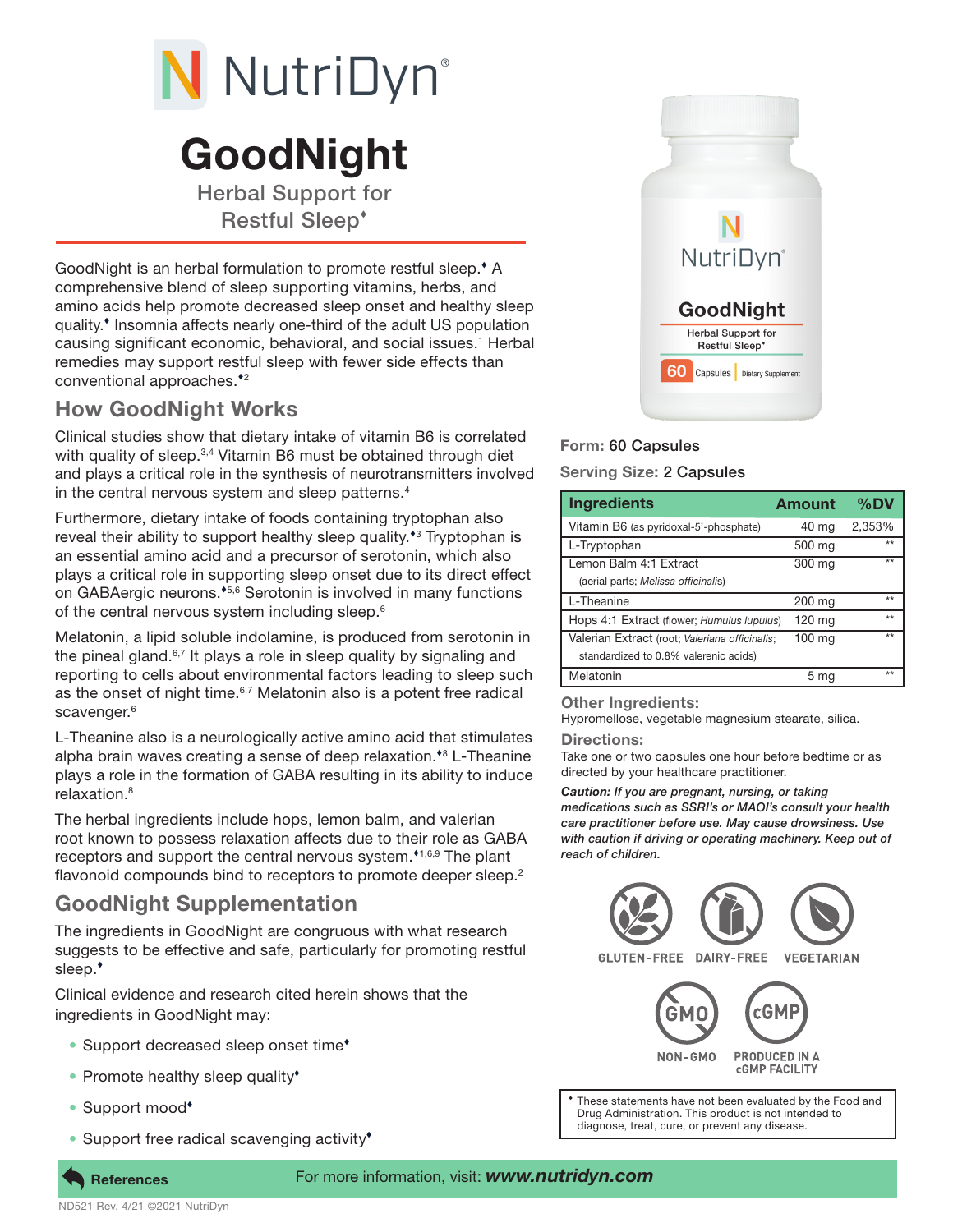# GoodNight

## Herbal Support for Restful Sleep♦

GoodNight is an herbal formulation to promote restful sleep.♦ A comprehensive blend of sleep supporting vitamins, herbs, and amino acids help promote decreased sleep onset and healthy sleep quality.♦ Insomnia affects nearly one-third of the adult US population causing significant economic, behavioral, and social issues.[1] Herbal remedies may support restful sleep with fewer side effects than conventional approaches.♦[2]

## How GoodNight Works

Clinical studies show that dietary intake of vitamin B6 is correlated with quality of sleep.[3,4] Vitamin B6 must be obtained through diet and plays a critical role in the synthesis of neurotransmitters involved in the central nervous system and sleep patterns.[4]

Furthermore, dietary intake of foods containing tryptophan also reveal their ability to support healthy sleep quality.♦[3] Tryptophan is an essential amino acid and a precursor of serotonin, which also plays a critical role in supporting sleep onset due to its direct effect on GABAergic neurons.♦[5,6] Serotonin is involved in many functions of the central nervous system including sleep.[6]

Melatonin, a lipid soluble indolamine, is produced from serotonin in the pineal gland.[6,7] It plays a role in sleep quality by signaling and reporting to cells about environmental factors leading to sleep such as the onset of night time.[6,7] Melatonin also is a potent free radical scavenger.[6]

L-Theanine also is a neurologically active amino acid that stimulates alpha brain waves creating a sense of deep relaxation.♦[8] L-Theanine plays a role in the formation of GABA resulting in its ability to induce relaxation.[8]

The herbal ingredients include hops, lemon balm, and valerian root known to possess relaxation affects due to their role as GABA receptors and support the central nervous system.♦[1,6,9] The plant flavonoid compounds bind to receptors to promote deeper sleep.[2]

## GoodNight Supplementation

The ingredients in GoodNight are congruous with what research suggests to be effective and safe, particularly for promoting restful sleep.♦

Clinical evidence and research cited herein shows that the ingredients in GoodNight may:

- Support decreased sleep onset time♦
- Promote healthy sleep quality♦
- Support mood♦
- Support free radical scavenging activity♦

**Form:** 60 Capsules

**Serving Size:** 2 Capsules

| Ingredients | Amount | %DV |
|---|---|---|
| Vitamin B6 (as pyridoxal-5'-phosphate) | 40 mg | 2,353% |
| L-Tryptophan | 500 mg | ** |
| Lemon Balm 4:1 Extract (aerial parts; *Melissa officinalis*) | 300 mg | ** |
| L-Theanine | 200 mg | ** |
| Hops 4:1 Extract (flower; *Humulus lupulus*) | 120 mg | ** |
| Valerian Extract (root; *Valeriana officinalis*; standardized to 0.8% valerenic acids) | 100 mg | ** |
| Melatonin | 5 mg | ** |

**Other Ingredients:**
Hypromellose, vegetable magnesium stearate, silica.

**Directions:**
Take one or two capsules one hour before bedtime or as directed by your healthcare practitioner.

***Caution:** If you are pregnant, nursing, or taking medications such as SSRI's or MAOI's consult your health care practitioner before use. May cause drowsiness. Use with caution if driving or operating machinery. Keep out of reach of children.*

GLUTEN-FREE DAIRY-FREE VEGETARIAN

NON-GMO PRODUCED IN A cGMP FACILITY

♦ These statements have not been evaluated by the Food and Drug Administration. This product is not intended to diagnose, treat, cure, or prevent any disease.

References

For more information, visit: ***www.nutridyn.com***

ND521 Rev. 4/21 ©2021 NutriDyn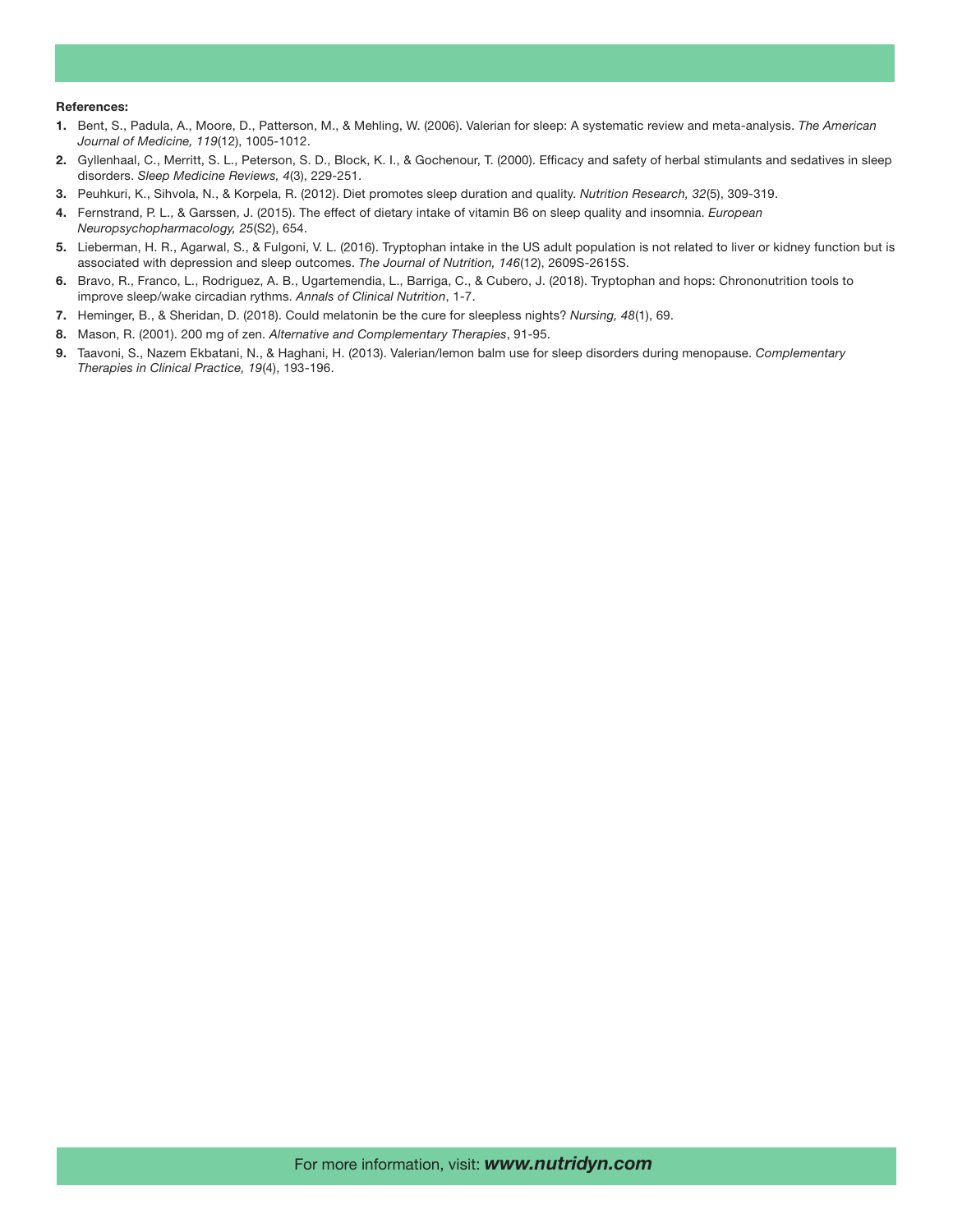**References:**

1. Bent, S., Padula, A., Moore, D., Patterson, M., & Mehling, W. (2006). Valerian for sleep: A systematic review and meta-analysis. *The American Journal of Medicine, 119*(12), 1005-1012.
2. Gyllenhaal, C., Merritt, S. L., Peterson, S. D., Block, K. I., & Gochenour, T. (2000). Efficacy and safety of herbal stimulants and sedatives in sleep disorders. *Sleep Medicine Reviews, 4*(3), 229-251.
3. Peuhkuri, K., Sihvola, N., & Korpela, R. (2012). Diet promotes sleep duration and quality. *Nutrition Research, 32*(5), 309-319.
4. Fernstrand, P. L., & Garssen, J. (2015). The effect of dietary intake of vitamin B6 on sleep quality and insomnia. *European Neuropsychopharmacology, 25*(S2), 654.
5. Lieberman, H. R., Agarwal, S., & Fulgoni, V. L. (2016). Tryptophan intake in the US adult population is not related to liver or kidney function but is associated with depression and sleep outcomes. *The Journal of Nutrition, 146*(12), 2609S-2615S.
6. Bravo, R., Franco, L., Rodriguez, A. B., Ugartemendia, L., Barriga, C., & Cubero, J. (2018). Tryptophan and hops: Chrononutrition tools to improve sleep/wake circadian rythms. *Annals of Clinical Nutrition*, 1-7.
7. Heminger, B., & Sheridan, D. (2018). Could melatonin be the cure for sleepless nights? *Nursing, 48*(1), 69.
8. Mason, R. (2001). 200 mg of zen. *Alternative and Complementary Therapies*, 91-95.
9. Taavoni, S., Nazem Ekbatani, N., & Haghani, H. (2013). Valerian/lemon balm use for sleep disorders during menopause. *Complementary Therapies in Clinical Practice, 19*(4), 193-196.

For more information, visit: ***www.nutridyn.com***